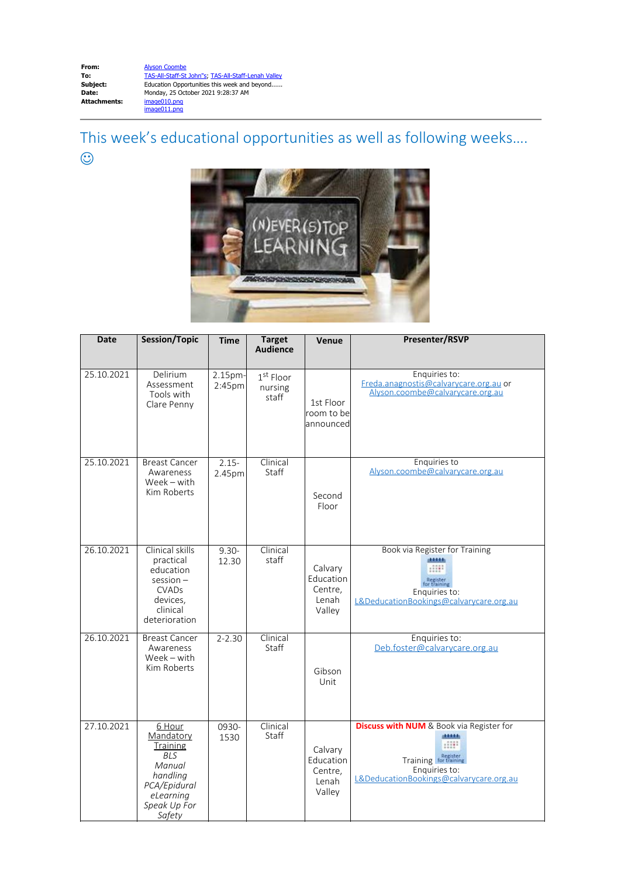**From:** Alyson Coombe
**To:** TAS-All-Staff-St John"s; TAS-All-Staff-Lenah Valley
**Subject:** Education Opportunities this week and beyond......
**Date:** Monday, 25 October 2021 9:28:37 AM
**Attachments:** image010.png
image011.png

---

## This week's educational opportunities as well as following weeks.... ☺

| Date | Session/Topic | Time | Target Audience | Venue | Presenter/RSVP |
|---|---|---|---|---|---|
| 25.10.2021 | Delirium Assessment Tools with Clare Penny | 2.15pm-2:45pm | 1st Floor nursing staff | 1st Floor room to be announced | Enquiries to: Freda.anagnostis@calvarycare.org.au or Alyson.coombe@calvarycare.org.au |
| 25.10.2021 | Breast Cancer Awareness Week – with Kim Roberts | 2.15-2.45pm | Clinical Staff | Second Floor | Enquiries to Alyson.coombe@calvarycare.org.au |
| 26.10.2021 | Clinical skills practical education session – CVADs devices, clinical deterioration | 9.30-12.30 | Clinical staff | Calvary Education Centre, Lenah Valley | Book via Register for Training Enquiries to: L&DeducationBookings@calvarycare.org.au |
| 26.10.2021 | Breast Cancer Awareness Week – with Kim Roberts | 2-2.30 | Clinical Staff | Gibson Unit | Enquiries to: Deb.foster@calvarycare.org.au |
| 27.10.2021 | 6 Hour Mandatory Training *BLS* *Manual handling* *PCA/Epidural* *eLearning* *Speak Up For Safety* | 0930-1530 | Clinical Staff | Calvary Education Centre, Lenah Valley | **Discuss with NUM** & Book via Register for Training Enquiries to: L&DeducationBookings@calvarycare.org.au |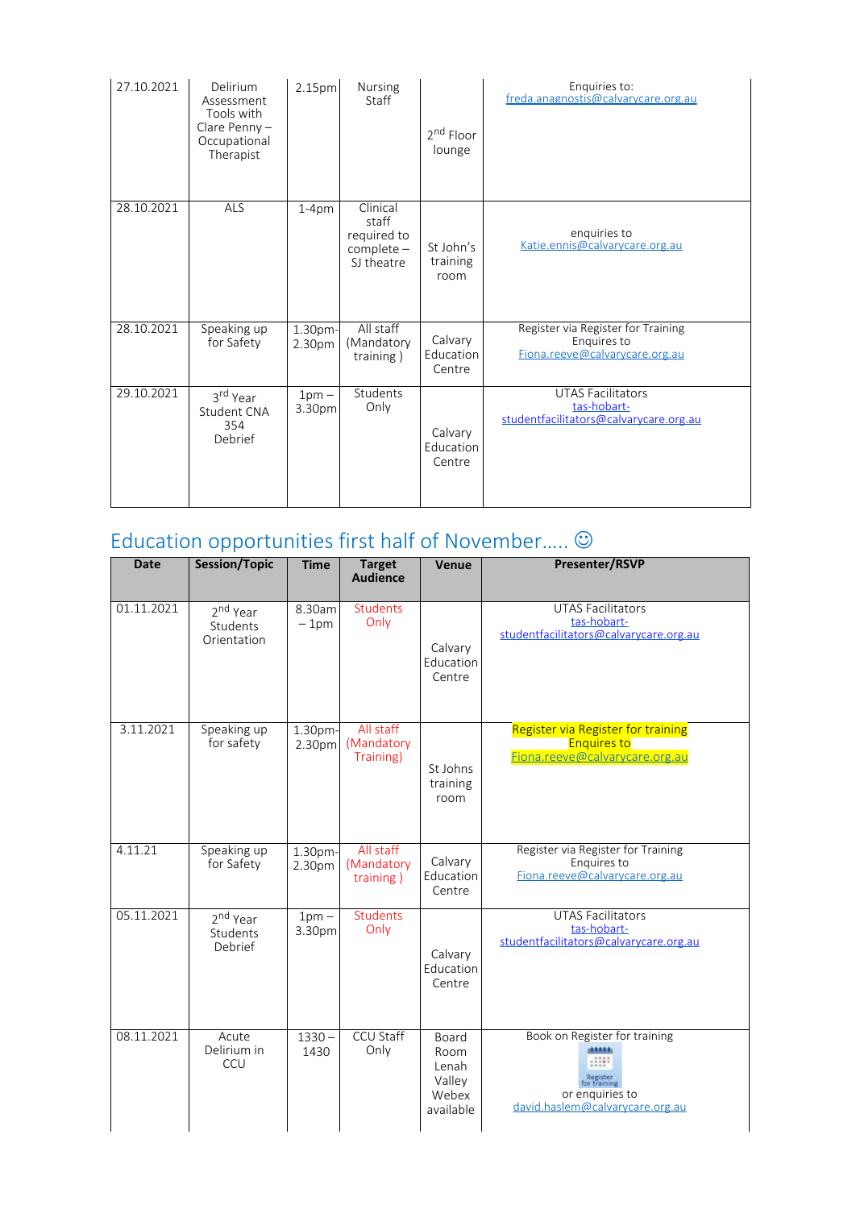| 27.10.2021 | Delirium Assessment Tools with Clare Penny – Occupational Therapist | 2.15pm | Nursing Staff | 2nd Floor lounge | Enquiries to: freda.anagnostis@calvarycare.org.au |
|---|---|---|---|---|---|
| 28.10.2021 | ALS | 1-4pm | Clinical staff required to complete – SJ theatre | St John's training room | enquiries to Katie.ennis@calvarycare.org.au |
| 28.10.2021 | Speaking up for Safety | 1.30pm-2.30pm | All staff (Mandatory training ) | Calvary Education Centre | Register via Register for Training Enquires to Fiona.reeve@calvarycare.org.au |
| 29.10.2021 | 3rd Year Student CNA 354 Debrief | 1pm – 3.30pm | Students Only | Calvary Education Centre | UTAS Facilitators tas-hobart-studentfacilitators@calvarycare.org.au |

## Education opportunities first half of November….. ☺

| Date | Session/Topic | Time | Target Audience | Venue | Presenter/RSVP |
|---|---|---|---|---|---|
| 01.11.2021 | 2nd Year Students Orientation | 8.30am – 1pm | Students Only | Calvary Education Centre | UTAS Facilitators tas-hobart-studentfacilitators@calvarycare.org.au |
| 3.11.2021 | Speaking up for safety | 1.30pm-2.30pm | All staff (Mandatory Training) | St Johns training room | Register via Register for training Enquires to Fiona.reeve@calvarycare.org.au |
| 4.11.21 | Speaking up for Safety | 1.30pm-2.30pm | All staff (Mandatory training ) | Calvary Education Centre | Register via Register for Training Enquires to Fiona.reeve@calvarycare.org.au |
| 05.11.2021 | 2nd Year Students Debrief | 1pm – 3.30pm | Students Only | Calvary Education Centre | UTAS Facilitators tas-hobart-studentfacilitators@calvarycare.org.au |
| 08.11.2021 | Acute Delirium in CCU | 1330 – 1430 | CCU Staff Only | Board Room Lenah Valley Webex available | Book on Register for training or enquiries to david.haslem@calvarycare.org.au |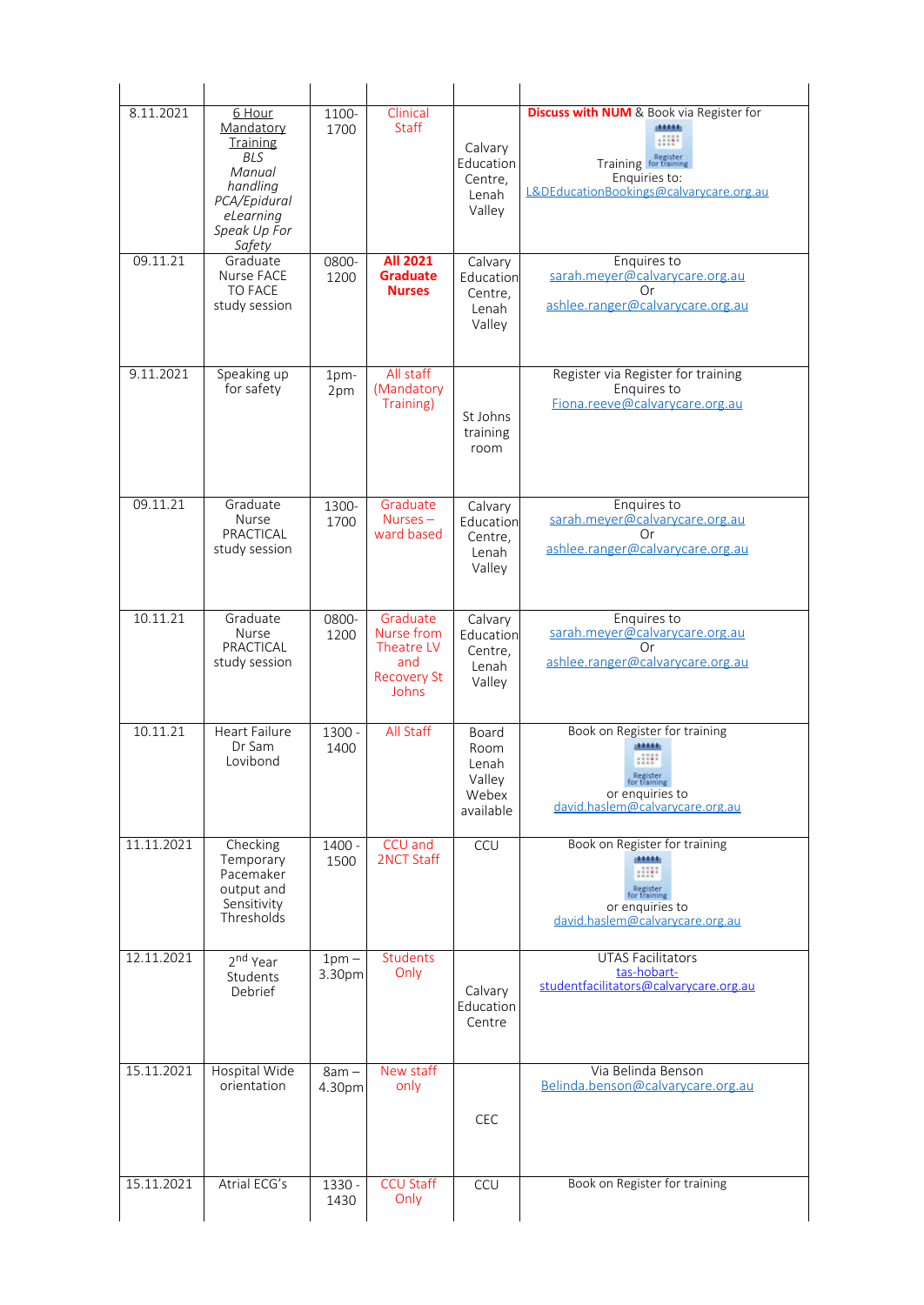| | | | | | |
|---|---|---|---|---|---|
| 8.11.2021 | 6 Hour Mandatory Training *BLS* *Manual handling* *PCA/Epidural eLearning* *Speak Up For Safety* | 1100-1700 | Clinical Staff | Calvary Education Centre, Lenah Valley | **Discuss with NUM** & Book via Register for Training Enquiries to: L&DEducationBookings@calvarycare.org.au |
| 09.11.21 | Graduate Nurse FACE TO FACE study session | 0800-1200 | **All 2021 Graduate Nurses** | Calvary Education Centre, Lenah Valley | Enquires to sarah.meyer@calvarycare.org.au Or ashlee.ranger@calvarycare.org.au |
| 9.11.2021 | Speaking up for safety | 1pm-2pm | All staff (Mandatory Training) | St Johns training room | Register via Register for training Enquires to Fiona.reeve@calvarycare.org.au |
| 09.11.21 | Graduate Nurse PRACTICAL study session | 1300-1700 | Graduate Nurses – ward based | Calvary Education Centre, Lenah Valley | Enquires to sarah.meyer@calvarycare.org.au Or ashlee.ranger@calvarycare.org.au |
| 10.11.21 | Graduate Nurse PRACTICAL study session | 0800-1200 | Graduate Nurse from Theatre LV and Recovery St Johns | Calvary Education Centre, Lenah Valley | Enquires to sarah.meyer@calvarycare.org.au Or ashlee.ranger@calvarycare.org.au |
| 10.11.21 | Heart Failure Dr Sam Lovibond | 1300 - 1400 | All Staff | Board Room Lenah Valley Webex available | Book on Register for training or enquiries to david.haslem@calvarycare.org.au |
| 11.11.2021 | Checking Temporary Pacemaker output and Sensitivity Thresholds | 1400 - 1500 | CCU and 2NCT Staff | CCU | Book on Register for training or enquiries to david.haslem@calvarycare.org.au |
| 12.11.2021 | 2nd Year Students Debrief | 1pm – 3.30pm | Students Only | Calvary Education Centre | UTAS Facilitators tas-hobart-studentfacilitators@calvarycare.org.au |
| 15.11.2021 | Hospital Wide orientation | 8am – 4.30pm | New staff only | CEC | Via Belinda Benson Belinda.benson@calvarycare.org.au |
| 15.11.2021 | Atrial ECG's | 1330 - 1430 | CCU Staff Only | CCU | Book on Register for training |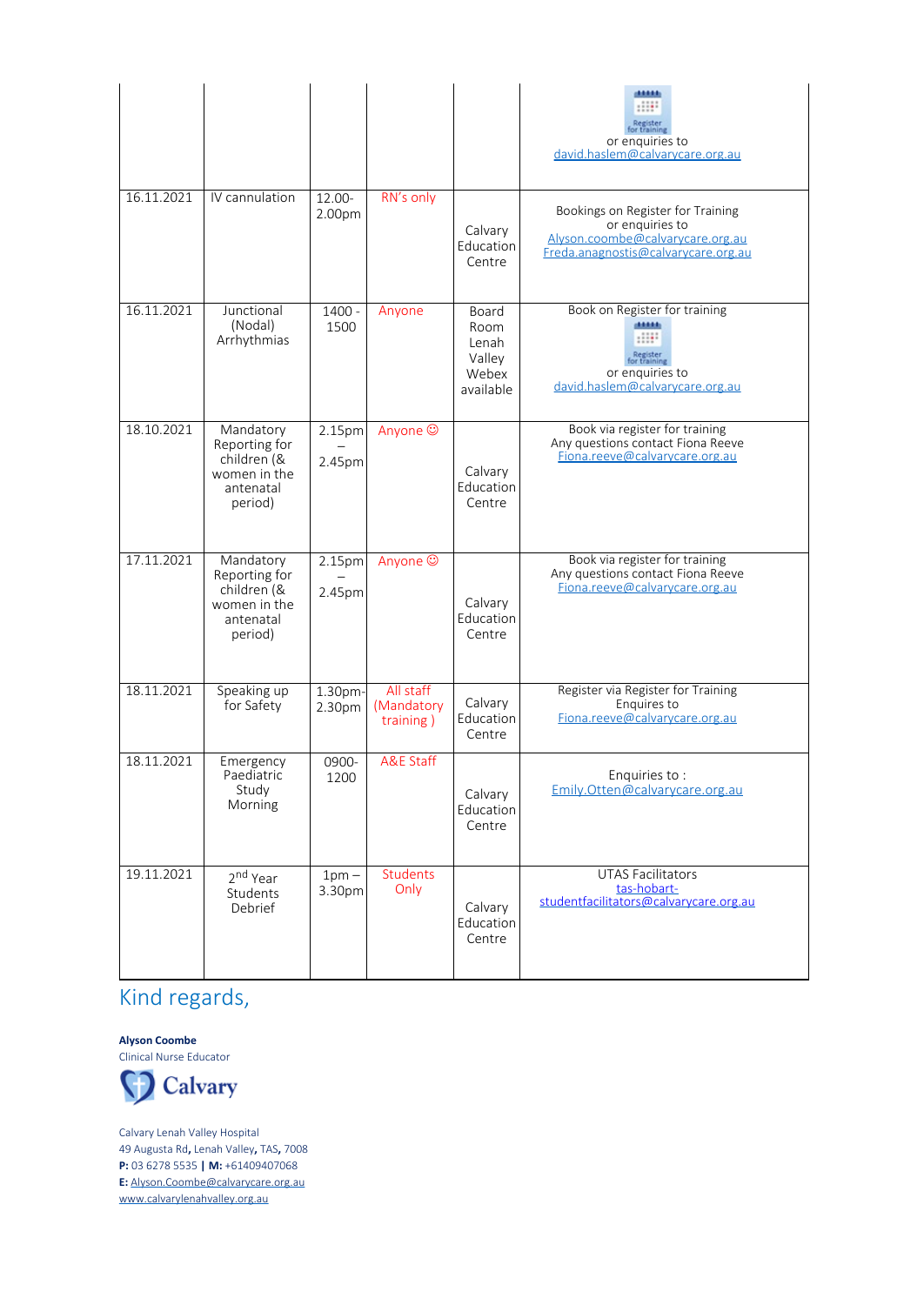| | | | | | |
|---|---|---|---|---|---|
| | | | | | Register for training or enquiries to david.haslem@calvarycare.org.au |
| 16.11.2021 | IV cannulation | 12.00-2.00pm | RN's only | Calvary Education Centre | Bookings on Register for Training or enquiries to Alyson.coombe@calvarycare.org.au Freda.anagnostis@calvarycare.org.au |
| 16.11.2021 | Junctional (Nodal) Arrhythmias | 1400 - 1500 | Anyone | Board Room Lenah Valley Webex available | Book on Register for training Register for training or enquiries to david.haslem@calvarycare.org.au |
| 18.10.2021 | Mandatory Reporting for children (& women in the antenatal period) | 2.15pm – 2.45pm | Anyone ☺ | Calvary Education Centre | Book via register for training Any questions contact Fiona Reeve Fiona.reeve@calvarycare.org.au |
| 17.11.2021 | Mandatory Reporting for children (& women in the antenatal period) | 2.15pm – 2.45pm | Anyone ☺ | Calvary Education Centre | Book via register for training Any questions contact Fiona Reeve Fiona.reeve@calvarycare.org.au |
| 18.11.2021 | Speaking up for Safety | 1.30pm-2.30pm | All staff (Mandatory training ) | Calvary Education Centre | Register via Register for Training Enquires to Fiona.reeve@calvarycare.org.au |
| 18.11.2021 | Emergency Paediatric Study Morning | 0900-1200 | A&E Staff | Calvary Education Centre | Enquiries to : Emily.Otten@calvarycare.org.au |
| 19.11.2021 | 2nd Year Students Debrief | 1pm – 3.30pm | Students Only | Calvary Education Centre | UTAS Facilitators tas-hobart-studentfacilitators@calvarycare.org.au |

Kind regards,

**Alyson Coombe**
Clinical Nurse Educator

Calvary

Calvary Lenah Valley Hospital
49 Augusta Rd, Lenah Valley, TAS, 7008
**P:** 03 6278 5535 **|** **M:** +61409407068
**E:** Alyson.Coombe@calvarycare.org.au
www.calvarylenahvalley.org.au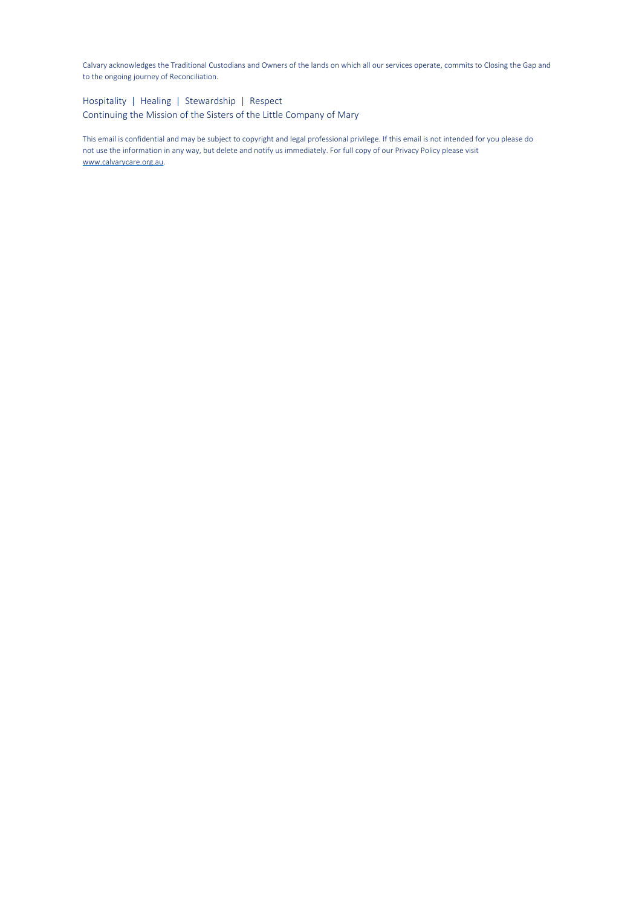Calvary acknowledges the Traditional Custodians and Owners of the lands on which all our services operate, commits to Closing the Gap and to the ongoing journey of Reconciliation.

Hospitality | Healing | Stewardship | Respect
Continuing the Mission of the Sisters of the Little Company of Mary

This email is confidential and may be subject to copyright and legal professional privilege. If this email is not intended for you please do not use the information in any way, but delete and notify us immediately. For full copy of our Privacy Policy please visit www.calvarycare.org.au.